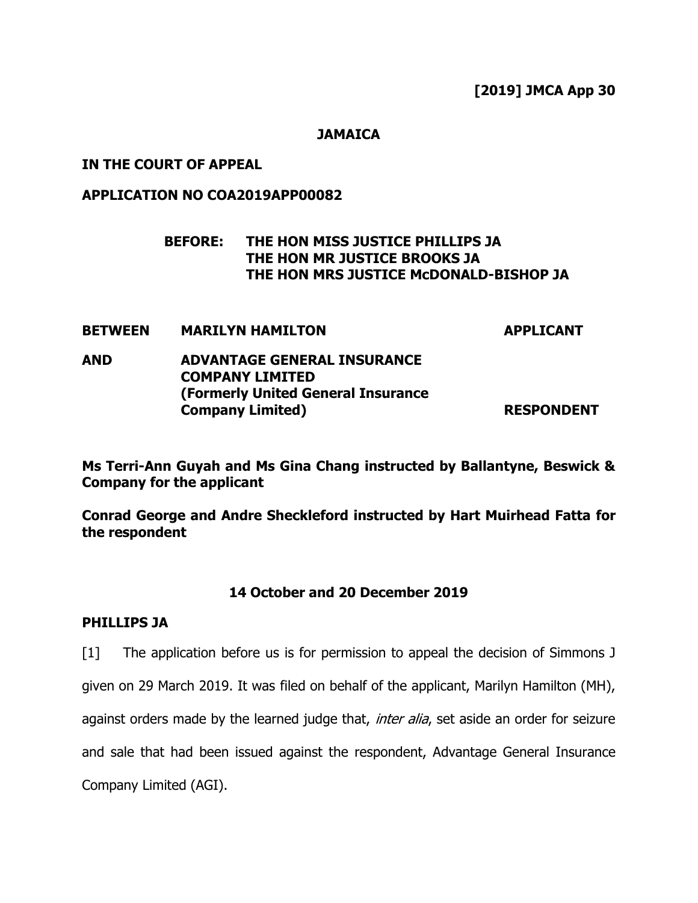**[2019] JMCA App 30**

**JAMAICA**

**IN THE COURT OF APPEAL**

**APPLICATION NO COA2019APP00082**

**BEFORE: THE HON MISS JUSTICE PHILLIPS JA**
**THE HON MR JUSTICE BROOKS JA**
**THE HON MRS JUSTICE McDONALD-BISHOP JA**

| | | |
|---|---|---|
| **BETWEEN** | **MARILYN HAMILTON** | **APPLICANT** |
| **AND** | **ADVANTAGE GENERAL INSURANCE COMPANY LIMITED (Formerly United General Insurance Company Limited)** | **RESPONDENT** |

**Ms Terri-Ann Guyah and Ms Gina Chang instructed by Ballantyne, Beswick & Company for the applicant**

**Conrad George and Andre Sheckleford instructed by Hart Muirhead Fatta for the respondent**

**14 October and 20 December 2019**

**PHILLIPS JA**

[1] The application before us is for permission to appeal the decision of Simmons J given on 29 March 2019. It was filed on behalf of the applicant, Marilyn Hamilton (MH), against orders made by the learned judge that, *inter alia*, set aside an order for seizure and sale that had been issued against the respondent, Advantage General Insurance Company Limited (AGI).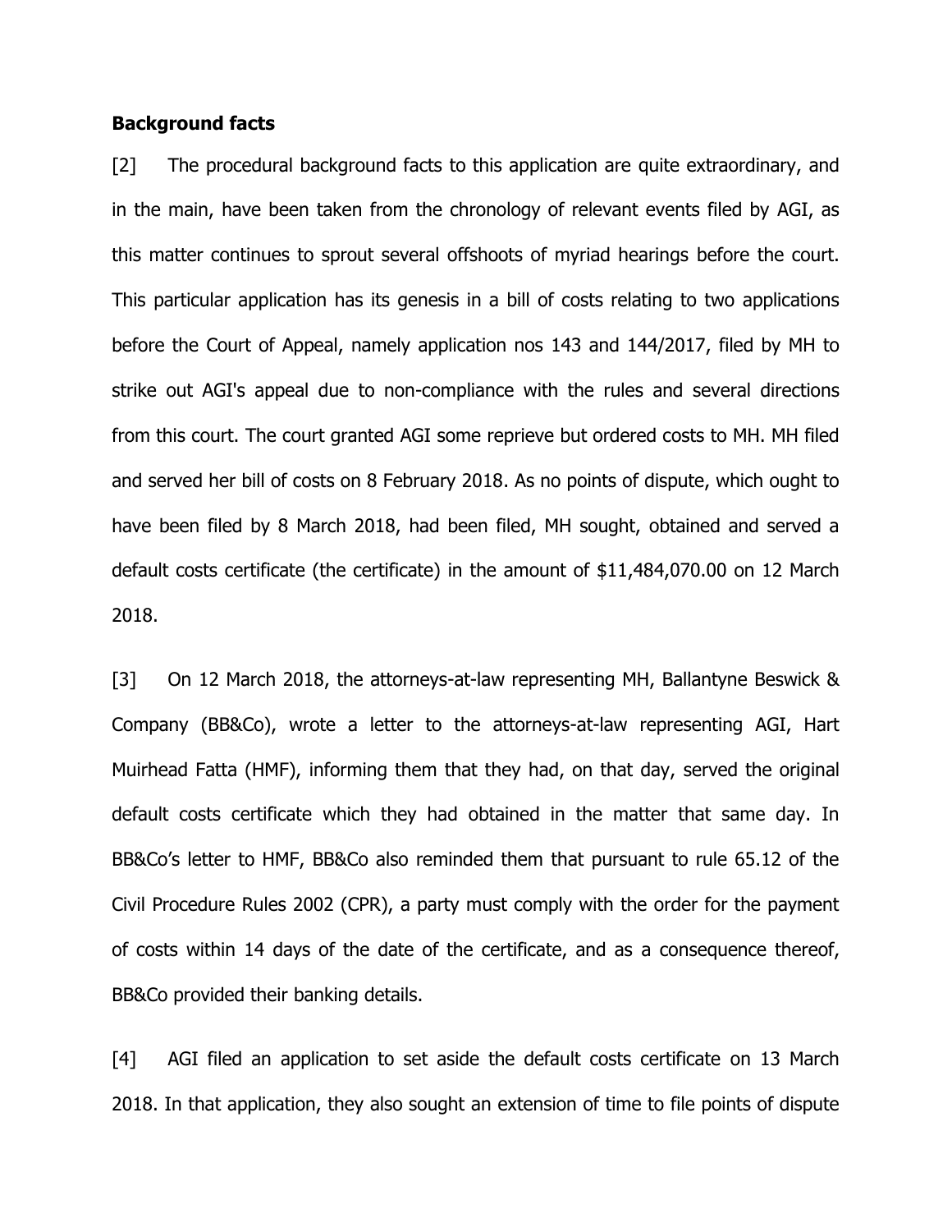**Background facts**

[2] The procedural background facts to this application are quite extraordinary, and in the main, have been taken from the chronology of relevant events filed by AGI, as this matter continues to sprout several offshoots of myriad hearings before the court. This particular application has its genesis in a bill of costs relating to two applications before the Court of Appeal, namely application nos 143 and 144/2017, filed by MH to strike out AGI's appeal due to non-compliance with the rules and several directions from this court. The court granted AGI some reprieve but ordered costs to MH. MH filed and served her bill of costs on 8 February 2018. As no points of dispute, which ought to have been filed by 8 March 2018, had been filed, MH sought, obtained and served a default costs certificate (the certificate) in the amount of $11,484,070.00 on 12 March 2018.

[3] On 12 March 2018, the attorneys-at-law representing MH, Ballantyne Beswick & Company (BB&Co), wrote a letter to the attorneys-at-law representing AGI, Hart Muirhead Fatta (HMF), informing them that they had, on that day, served the original default costs certificate which they had obtained in the matter that same day. In BB&Co's letter to HMF, BB&Co also reminded them that pursuant to rule 65.12 of the Civil Procedure Rules 2002 (CPR), a party must comply with the order for the payment of costs within 14 days of the date of the certificate, and as a consequence thereof, BB&Co provided their banking details.

[4] AGI filed an application to set aside the default costs certificate on 13 March 2018. In that application, they also sought an extension of time to file points of dispute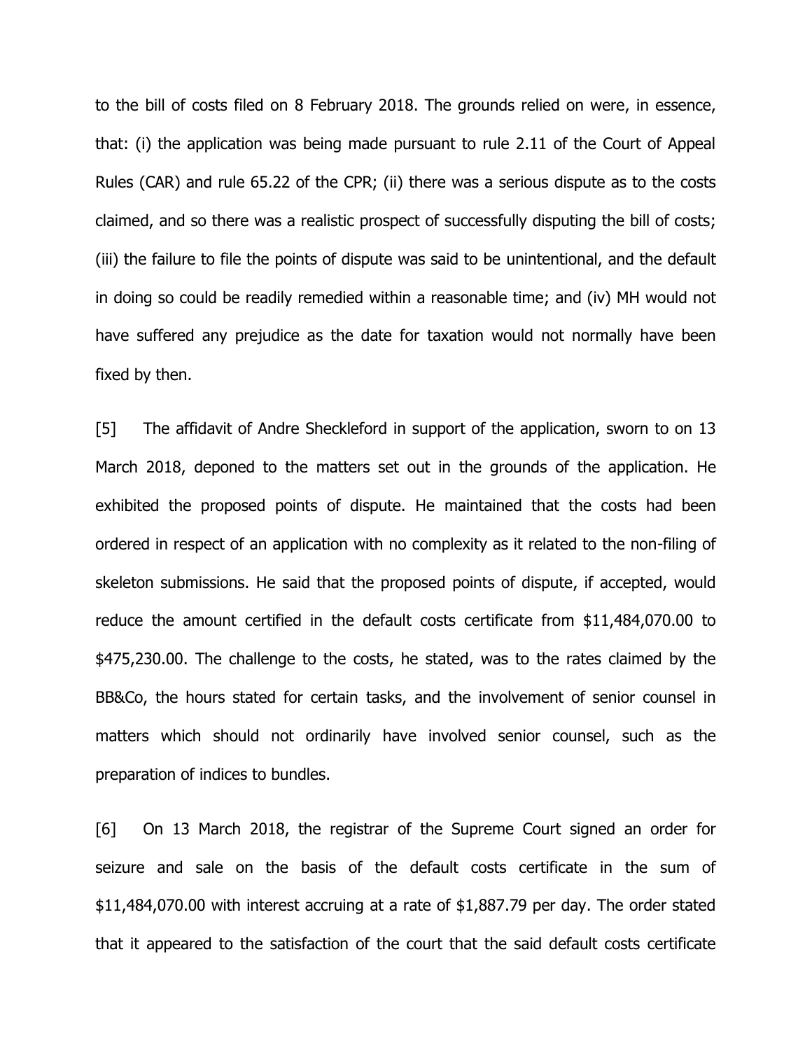to the bill of costs filed on 8 February 2018. The grounds relied on were, in essence, that: (i) the application was being made pursuant to rule 2.11 of the Court of Appeal Rules (CAR) and rule 65.22 of the CPR; (ii) there was a serious dispute as to the costs claimed, and so there was a realistic prospect of successfully disputing the bill of costs; (iii) the failure to file the points of dispute was said to be unintentional, and the default in doing so could be readily remedied within a reasonable time; and (iv) MH would not have suffered any prejudice as the date for taxation would not normally have been fixed by then.

[5] The affidavit of Andre Sheckleford in support of the application, sworn to on 13 March 2018, deponed to the matters set out in the grounds of the application. He exhibited the proposed points of dispute. He maintained that the costs had been ordered in respect of an application with no complexity as it related to the non-filing of skeleton submissions. He said that the proposed points of dispute, if accepted, would reduce the amount certified in the default costs certificate from $11,484,070.00 to $475,230.00. The challenge to the costs, he stated, was to the rates claimed by the BB&Co, the hours stated for certain tasks, and the involvement of senior counsel in matters which should not ordinarily have involved senior counsel, such as the preparation of indices to bundles.

[6] On 13 March 2018, the registrar of the Supreme Court signed an order for seizure and sale on the basis of the default costs certificate in the sum of $11,484,070.00 with interest accruing at a rate of $1,887.79 per day. The order stated that it appeared to the satisfaction of the court that the said default costs certificate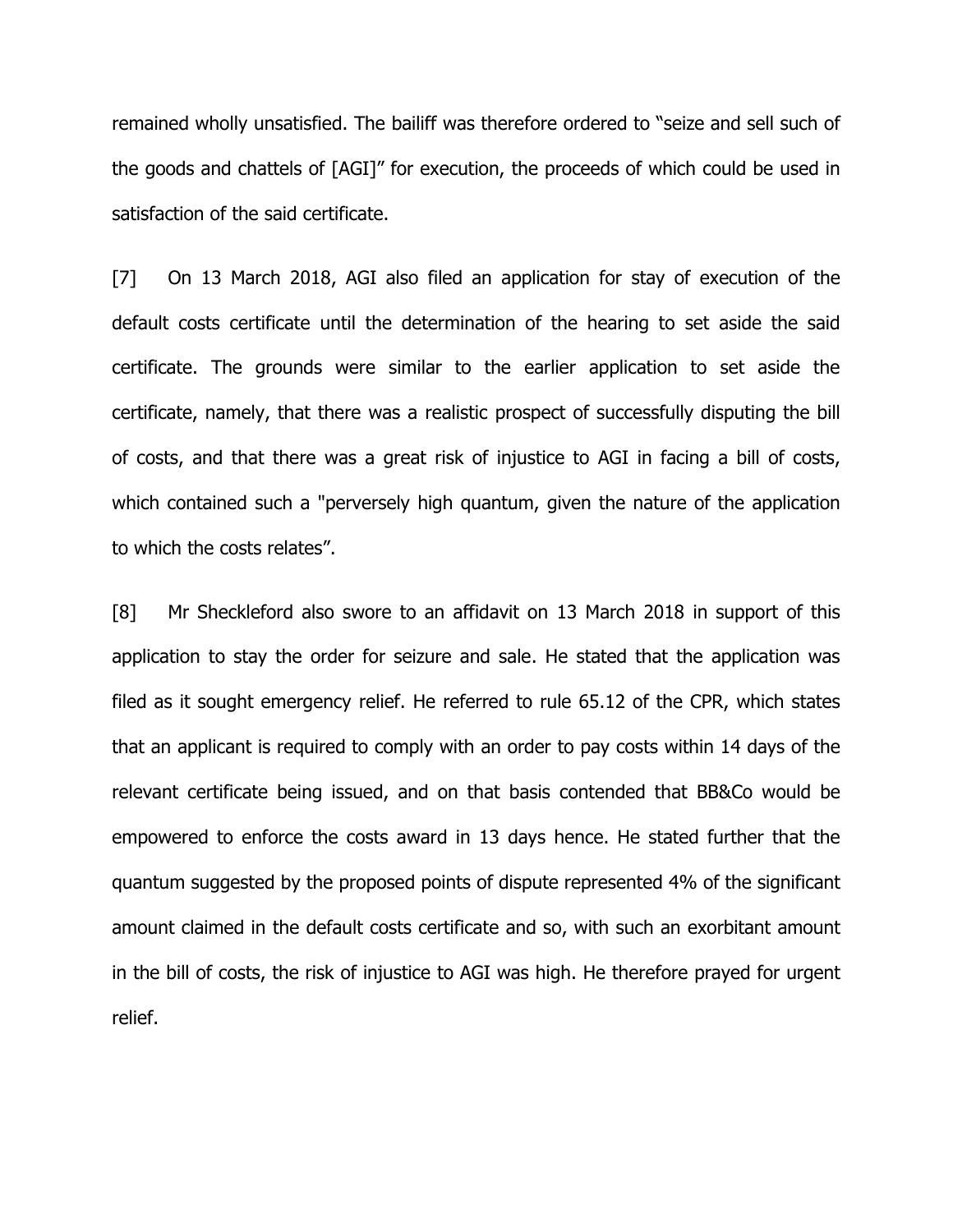remained wholly unsatisfied. The bailiff was therefore ordered to "seize and sell such of the goods and chattels of [AGI]" for execution, the proceeds of which could be used in satisfaction of the said certificate.

[7] On 13 March 2018, AGI also filed an application for stay of execution of the default costs certificate until the determination of the hearing to set aside the said certificate. The grounds were similar to the earlier application to set aside the certificate, namely, that there was a realistic prospect of successfully disputing the bill of costs, and that there was a great risk of injustice to AGI in facing a bill of costs, which contained such a "perversely high quantum, given the nature of the application to which the costs relates".

[8] Mr Sheckleford also swore to an affidavit on 13 March 2018 in support of this application to stay the order for seizure and sale. He stated that the application was filed as it sought emergency relief. He referred to rule 65.12 of the CPR, which states that an applicant is required to comply with an order to pay costs within 14 days of the relevant certificate being issued, and on that basis contended that BB&Co would be empowered to enforce the costs award in 13 days hence. He stated further that the quantum suggested by the proposed points of dispute represented 4% of the significant amount claimed in the default costs certificate and so, with such an exorbitant amount in the bill of costs, the risk of injustice to AGI was high. He therefore prayed for urgent relief.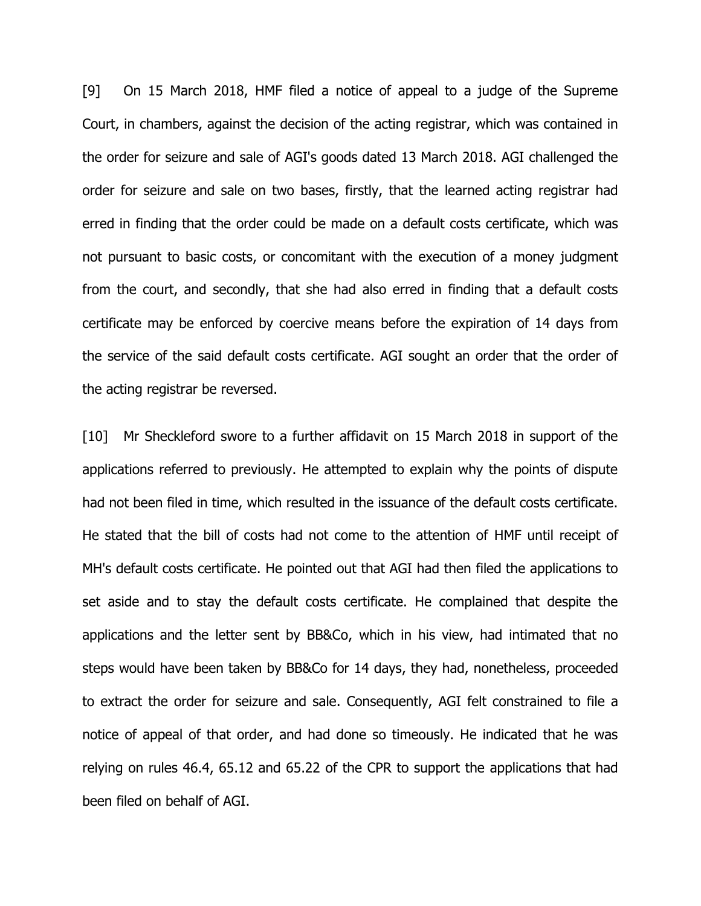[9] On 15 March 2018, HMF filed a notice of appeal to a judge of the Supreme Court, in chambers, against the decision of the acting registrar, which was contained in the order for seizure and sale of AGI's goods dated 13 March 2018. AGI challenged the order for seizure and sale on two bases, firstly, that the learned acting registrar had erred in finding that the order could be made on a default costs certificate, which was not pursuant to basic costs, or concomitant with the execution of a money judgment from the court, and secondly, that she had also erred in finding that a default costs certificate may be enforced by coercive means before the expiration of 14 days from the service of the said default costs certificate. AGI sought an order that the order of the acting registrar be reversed.

[10] Mr Sheckleford swore to a further affidavit on 15 March 2018 in support of the applications referred to previously. He attempted to explain why the points of dispute had not been filed in time, which resulted in the issuance of the default costs certificate. He stated that the bill of costs had not come to the attention of HMF until receipt of MH's default costs certificate. He pointed out that AGI had then filed the applications to set aside and to stay the default costs certificate. He complained that despite the applications and the letter sent by BB&Co, which in his view, had intimated that no steps would have been taken by BB&Co for 14 days, they had, nonetheless, proceeded to extract the order for seizure and sale. Consequently, AGI felt constrained to file a notice of appeal of that order, and had done so timeously. He indicated that he was relying on rules 46.4, 65.12 and 65.22 of the CPR to support the applications that had been filed on behalf of AGI.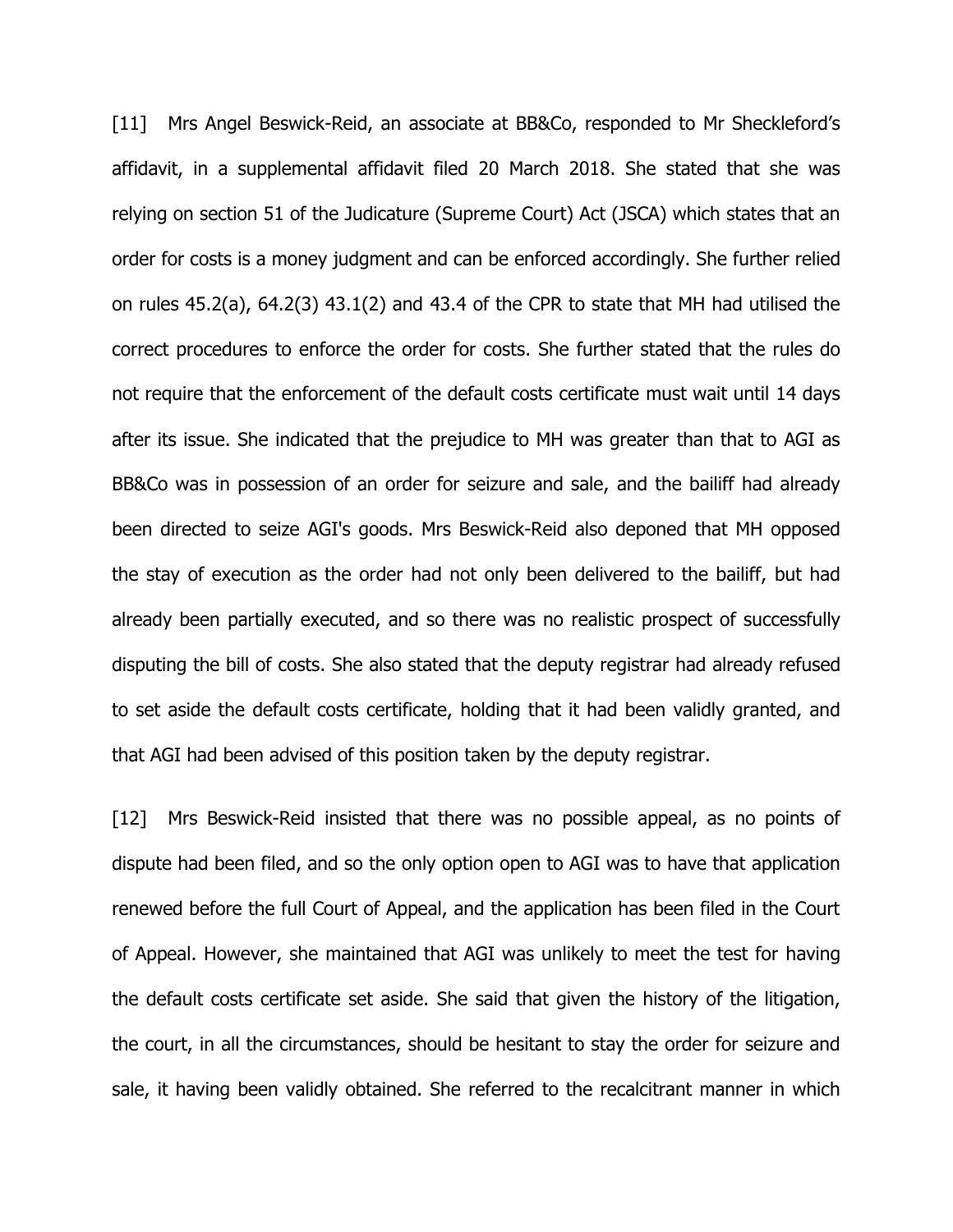[11] Mrs Angel Beswick-Reid, an associate at BB&Co, responded to Mr Sheckleford's affidavit, in a supplemental affidavit filed 20 March 2018. She stated that she was relying on section 51 of the Judicature (Supreme Court) Act (JSCA) which states that an order for costs is a money judgment and can be enforced accordingly. She further relied on rules 45.2(a), 64.2(3) 43.1(2) and 43.4 of the CPR to state that MH had utilised the correct procedures to enforce the order for costs. She further stated that the rules do not require that the enforcement of the default costs certificate must wait until 14 days after its issue. She indicated that the prejudice to MH was greater than that to AGI as BB&Co was in possession of an order for seizure and sale, and the bailiff had already been directed to seize AGI's goods. Mrs Beswick-Reid also deponed that MH opposed the stay of execution as the order had not only been delivered to the bailiff, but had already been partially executed, and so there was no realistic prospect of successfully disputing the bill of costs. She also stated that the deputy registrar had already refused to set aside the default costs certificate, holding that it had been validly granted, and that AGI had been advised of this position taken by the deputy registrar.

[12] Mrs Beswick-Reid insisted that there was no possible appeal, as no points of dispute had been filed, and so the only option open to AGI was to have that application renewed before the full Court of Appeal, and the application has been filed in the Court of Appeal. However, she maintained that AGI was unlikely to meet the test for having the default costs certificate set aside. She said that given the history of the litigation, the court, in all the circumstances, should be hesitant to stay the order for seizure and sale, it having been validly obtained. She referred to the recalcitrant manner in which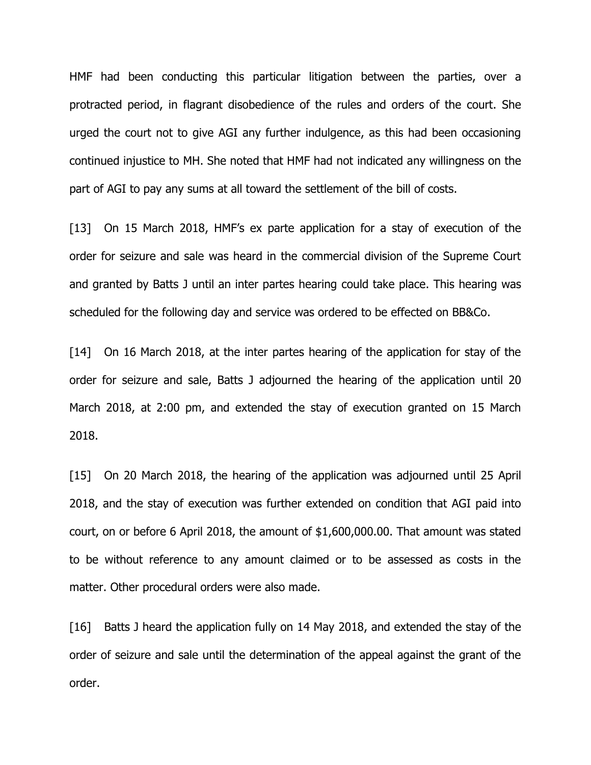HMF had been conducting this particular litigation between the parties, over a protracted period, in flagrant disobedience of the rules and orders of the court. She urged the court not to give AGI any further indulgence, as this had been occasioning continued injustice to MH. She noted that HMF had not indicated any willingness on the part of AGI to pay any sums at all toward the settlement of the bill of costs.

[13] On 15 March 2018, HMF's ex parte application for a stay of execution of the order for seizure and sale was heard in the commercial division of the Supreme Court and granted by Batts J until an inter partes hearing could take place. This hearing was scheduled for the following day and service was ordered to be effected on BB&Co.

[14] On 16 March 2018, at the inter partes hearing of the application for stay of the order for seizure and sale, Batts J adjourned the hearing of the application until 20 March 2018, at 2:00 pm, and extended the stay of execution granted on 15 March 2018.

[15] On 20 March 2018, the hearing of the application was adjourned until 25 April 2018, and the stay of execution was further extended on condition that AGI paid into court, on or before 6 April 2018, the amount of $1,600,000.00. That amount was stated to be without reference to any amount claimed or to be assessed as costs in the matter. Other procedural orders were also made.

[16] Batts J heard the application fully on 14 May 2018, and extended the stay of the order of seizure and sale until the determination of the appeal against the grant of the order.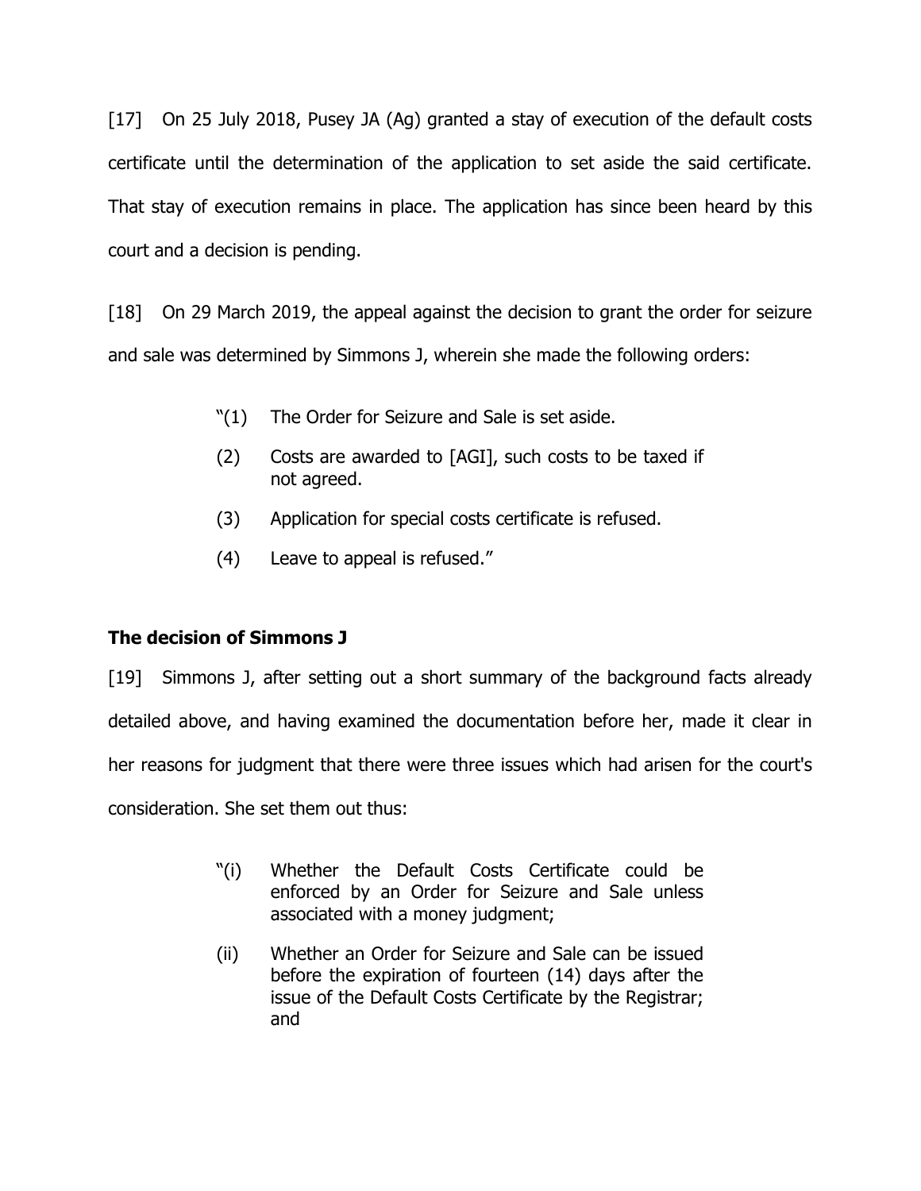[17] On 25 July 2018, Pusey JA (Ag) granted a stay of execution of the default costs certificate until the determination of the application to set aside the said certificate. That stay of execution remains in place. The application has since been heard by this court and a decision is pending.

[18] On 29 March 2019, the appeal against the decision to grant the order for seizure and sale was determined by Simmons J, wherein she made the following orders:

> "(1) The Order for Seizure and Sale is set aside.
>
> (2) Costs are awarded to [AGI], such costs to be taxed if not agreed.
>
> (3) Application for special costs certificate is refused.
>
> (4) Leave to appeal is refused."

**The decision of Simmons J**

[19] Simmons J, after setting out a short summary of the background facts already detailed above, and having examined the documentation before her, made it clear in her reasons for judgment that there were three issues which had arisen for the court's consideration. She set them out thus:

> "(i) Whether the Default Costs Certificate could be enforced by an Order for Seizure and Sale unless associated with a money judgment;
>
> (ii) Whether an Order for Seizure and Sale can be issued before the expiration of fourteen (14) days after the issue of the Default Costs Certificate by the Registrar; and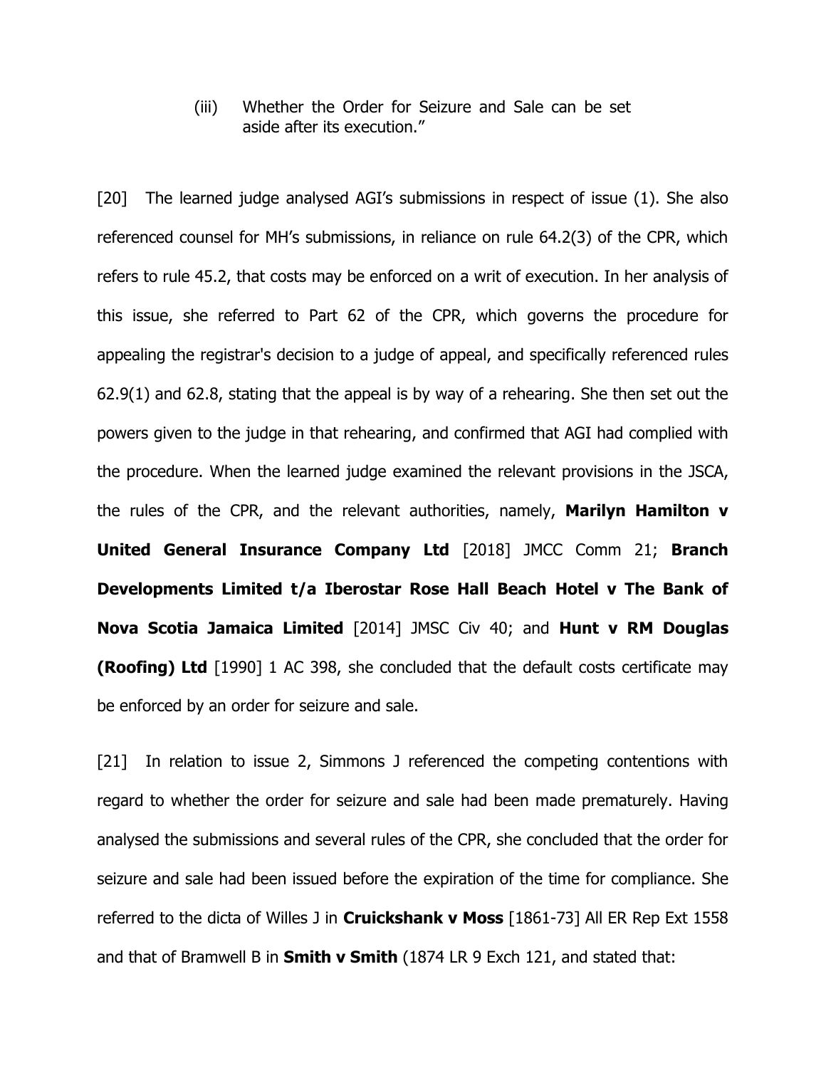(iii) Whether the Order for Seizure and Sale can be set aside after its execution."

[20] The learned judge analysed AGI's submissions in respect of issue (1). She also referenced counsel for MH's submissions, in reliance on rule 64.2(3) of the CPR, which refers to rule 45.2, that costs may be enforced on a writ of execution. In her analysis of this issue, she referred to Part 62 of the CPR, which governs the procedure for appealing the registrar's decision to a judge of appeal, and specifically referenced rules 62.9(1) and 62.8, stating that the appeal is by way of a rehearing. She then set out the powers given to the judge in that rehearing, and confirmed that AGI had complied with the procedure. When the learned judge examined the relevant provisions in the JSCA, the rules of the CPR, and the relevant authorities, namely, **Marilyn Hamilton v United General Insurance Company Ltd** [2018] JMCC Comm 21; **Branch Developments Limited t/a Iberostar Rose Hall Beach Hotel v The Bank of Nova Scotia Jamaica Limited** [2014] JMSC Civ 40; and **Hunt v RM Douglas (Roofing) Ltd** [1990] 1 AC 398, she concluded that the default costs certificate may be enforced by an order for seizure and sale.

[21] In relation to issue 2, Simmons J referenced the competing contentions with regard to whether the order for seizure and sale had been made prematurely. Having analysed the submissions and several rules of the CPR, she concluded that the order for seizure and sale had been issued before the expiration of the time for compliance. She referred to the dicta of Willes J in **Cruickshank v Moss** [1861-73] All ER Rep Ext 1558 and that of Bramwell B in **Smith v Smith** (1874 LR 9 Exch 121, and stated that: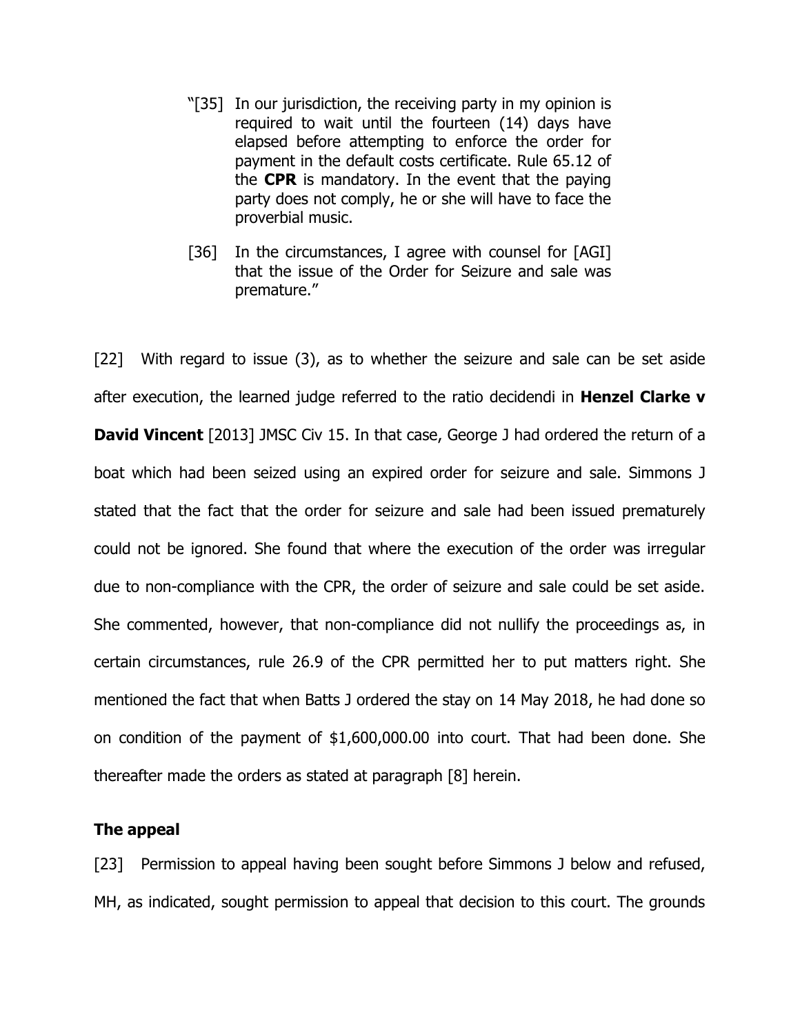> "[35] In our jurisdiction, the receiving party in my opinion is required to wait until the fourteen (14) days have elapsed before attempting to enforce the order for payment in the default costs certificate. Rule 65.12 of the **CPR** is mandatory. In the event that the paying party does not comply, he or she will have to face the proverbial music.
>
> [36] In the circumstances, I agree with counsel for [AGI] that the issue of the Order for Seizure and sale was premature."

[22] With regard to issue (3), as to whether the seizure and sale can be set aside after execution, the learned judge referred to the ratio decidendi in **Henzel Clarke v David Vincent** [2013] JMSC Civ 15. In that case, George J had ordered the return of a boat which had been seized using an expired order for seizure and sale. Simmons J stated that the fact that the order for seizure and sale had been issued prematurely could not be ignored. She found that where the execution of the order was irregular due to non-compliance with the CPR, the order of seizure and sale could be set aside. She commented, however, that non-compliance did not nullify the proceedings as, in certain circumstances, rule 26.9 of the CPR permitted her to put matters right. She mentioned the fact that when Batts J ordered the stay on 14 May 2018, he had done so on condition of the payment of $1,600,000.00 into court. That had been done. She thereafter made the orders as stated at paragraph [8] herein.

**The appeal**

[23] Permission to appeal having been sought before Simmons J below and refused, MH, as indicated, sought permission to appeal that decision to this court. The grounds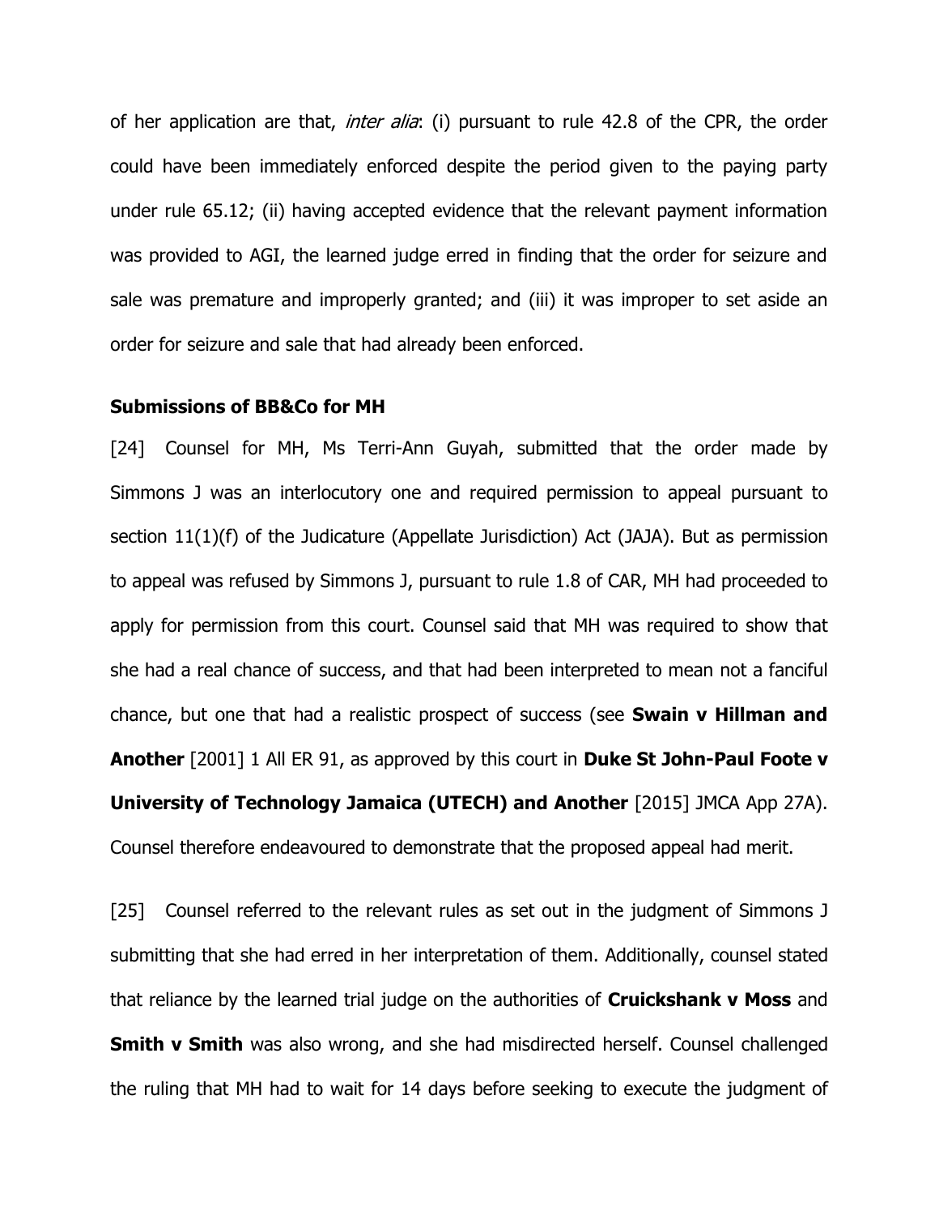of her application are that, *inter alia*: (i) pursuant to rule 42.8 of the CPR, the order could have been immediately enforced despite the period given to the paying party under rule 65.12; (ii) having accepted evidence that the relevant payment information was provided to AGI, the learned judge erred in finding that the order for seizure and sale was premature and improperly granted; and (iii) it was improper to set aside an order for seizure and sale that had already been enforced.

**Submissions of BB&Co for MH**

[24] Counsel for MH, Ms Terri-Ann Guyah, submitted that the order made by Simmons J was an interlocutory one and required permission to appeal pursuant to section 11(1)(f) of the Judicature (Appellate Jurisdiction) Act (JAJA). But as permission to appeal was refused by Simmons J, pursuant to rule 1.8 of CAR, MH had proceeded to apply for permission from this court. Counsel said that MH was required to show that she had a real chance of success, and that had been interpreted to mean not a fanciful chance, but one that had a realistic prospect of success (see **Swain v Hillman and Another** [2001] 1 All ER 91, as approved by this court in **Duke St John-Paul Foote v University of Technology Jamaica (UTECH) and Another** [2015] JMCA App 27A). Counsel therefore endeavoured to demonstrate that the proposed appeal had merit.

[25] Counsel referred to the relevant rules as set out in the judgment of Simmons J submitting that she had erred in her interpretation of them. Additionally, counsel stated that reliance by the learned trial judge on the authorities of **Cruickshank v Moss** and **Smith v Smith** was also wrong, and she had misdirected herself. Counsel challenged the ruling that MH had to wait for 14 days before seeking to execute the judgment of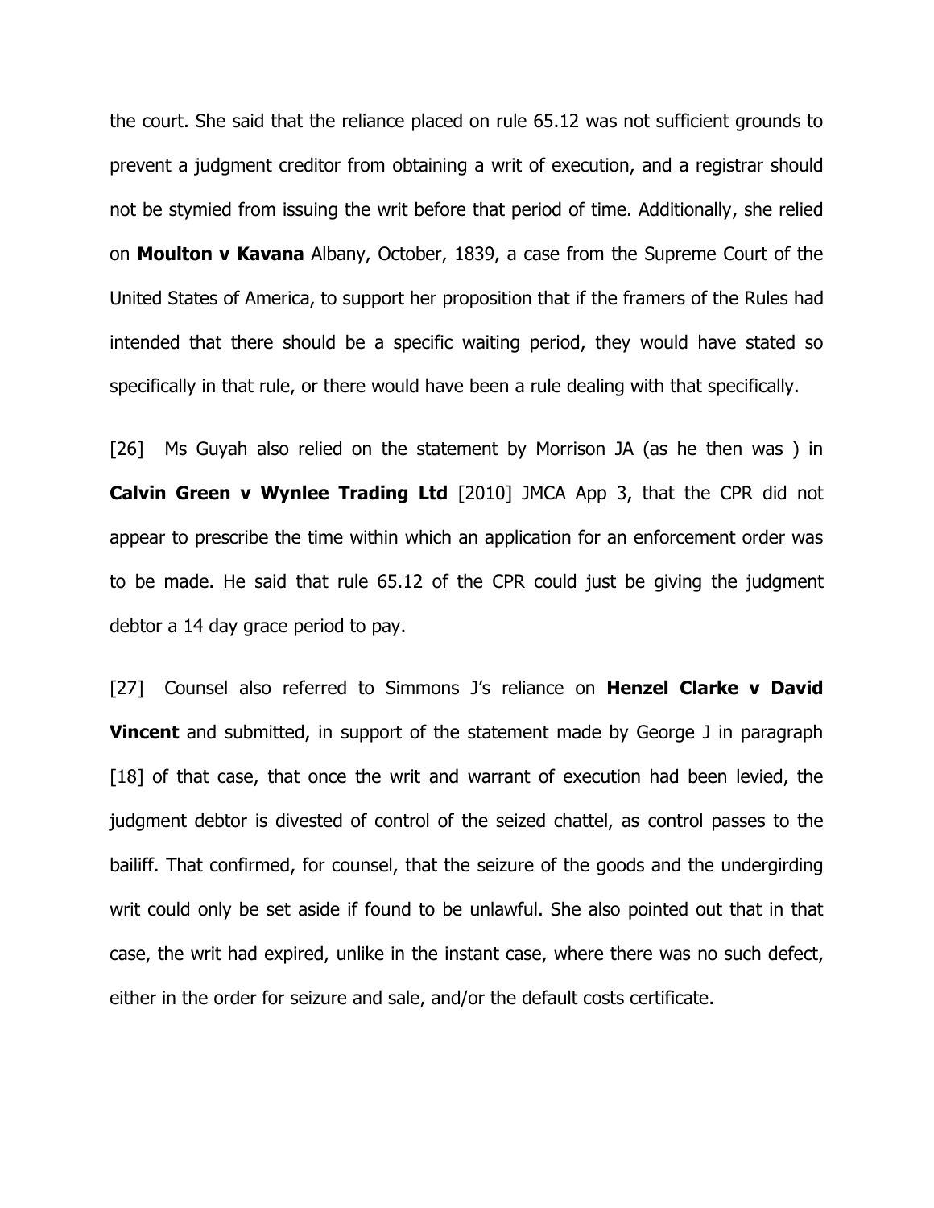the court. She said that the reliance placed on rule 65.12 was not sufficient grounds to prevent a judgment creditor from obtaining a writ of execution, and a registrar should not be stymied from issuing the writ before that period of time. Additionally, she relied on **Moulton v Kavana** Albany, October, 1839, a case from the Supreme Court of the United States of America, to support her proposition that if the framers of the Rules had intended that there should be a specific waiting period, they would have stated so specifically in that rule, or there would have been a rule dealing with that specifically.

[26] Ms Guyah also relied on the statement by Morrison JA (as he then was ) in **Calvin Green v Wynlee Trading Ltd** [2010] JMCA App 3, that the CPR did not appear to prescribe the time within which an application for an enforcement order was to be made. He said that rule 65.12 of the CPR could just be giving the judgment debtor a 14 day grace period to pay.

[27] Counsel also referred to Simmons J's reliance on **Henzel Clarke v David Vincent** and submitted, in support of the statement made by George J in paragraph [18] of that case, that once the writ and warrant of execution had been levied, the judgment debtor is divested of control of the seized chattel, as control passes to the bailiff. That confirmed, for counsel, that the seizure of the goods and the undergirding writ could only be set aside if found to be unlawful. She also pointed out that in that case, the writ had expired, unlike in the instant case, where there was no such defect, either in the order for seizure and sale, and/or the default costs certificate.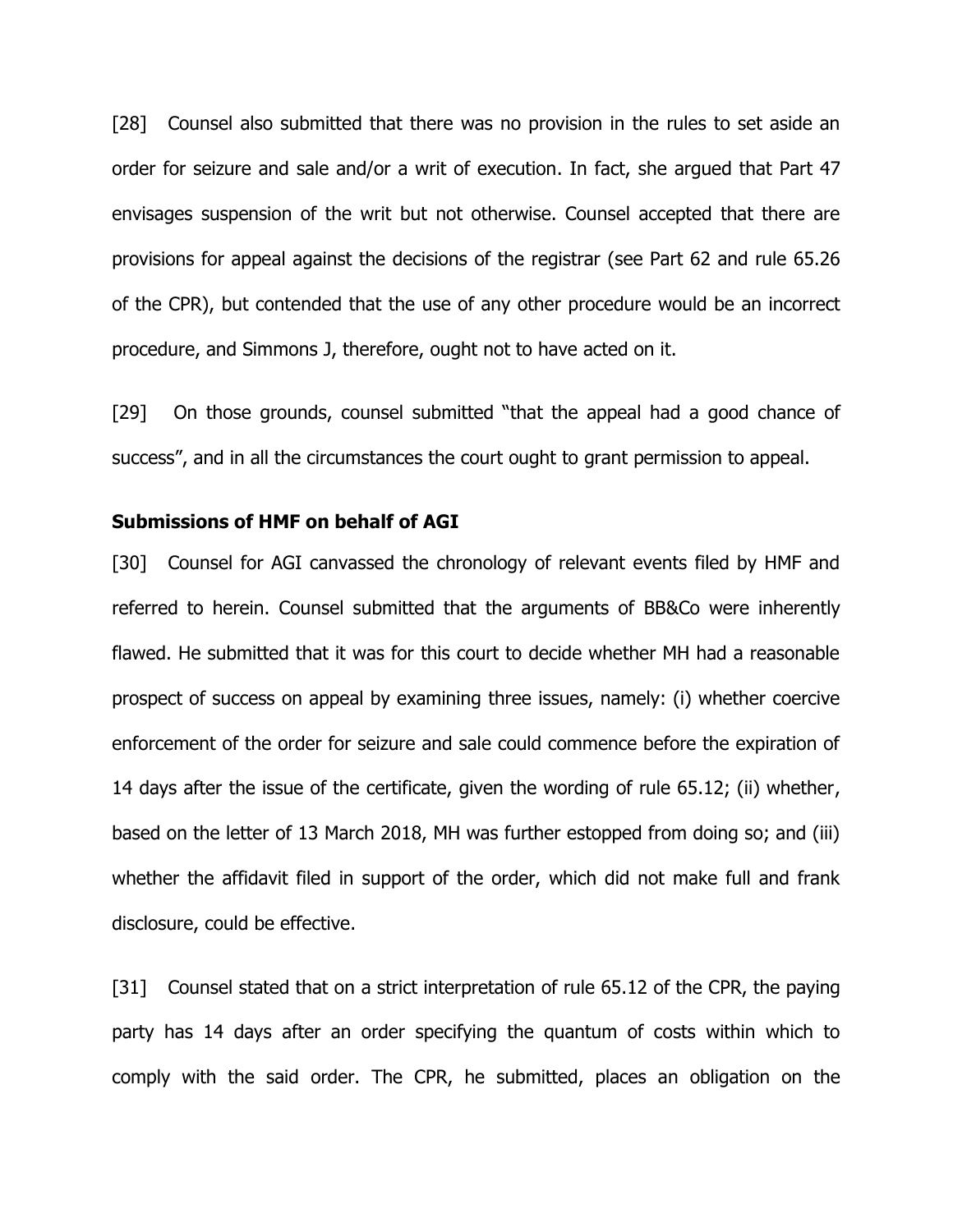[28] Counsel also submitted that there was no provision in the rules to set aside an order for seizure and sale and/or a writ of execution. In fact, she argued that Part 47 envisages suspension of the writ but not otherwise. Counsel accepted that there are provisions for appeal against the decisions of the registrar (see Part 62 and rule 65.26 of the CPR), but contended that the use of any other procedure would be an incorrect procedure, and Simmons J, therefore, ought not to have acted on it.

[29] On those grounds, counsel submitted "that the appeal had a good chance of success", and in all the circumstances the court ought to grant permission to appeal.

**Submissions of HMF on behalf of AGI**

[30] Counsel for AGI canvassed the chronology of relevant events filed by HMF and referred to herein. Counsel submitted that the arguments of BB&Co were inherently flawed. He submitted that it was for this court to decide whether MH had a reasonable prospect of success on appeal by examining three issues, namely: (i) whether coercive enforcement of the order for seizure and sale could commence before the expiration of 14 days after the issue of the certificate, given the wording of rule 65.12; (ii) whether, based on the letter of 13 March 2018, MH was further estopped from doing so; and (iii) whether the affidavit filed in support of the order, which did not make full and frank disclosure, could be effective.

[31] Counsel stated that on a strict interpretation of rule 65.12 of the CPR, the paying party has 14 days after an order specifying the quantum of costs within which to comply with the said order. The CPR, he submitted, places an obligation on the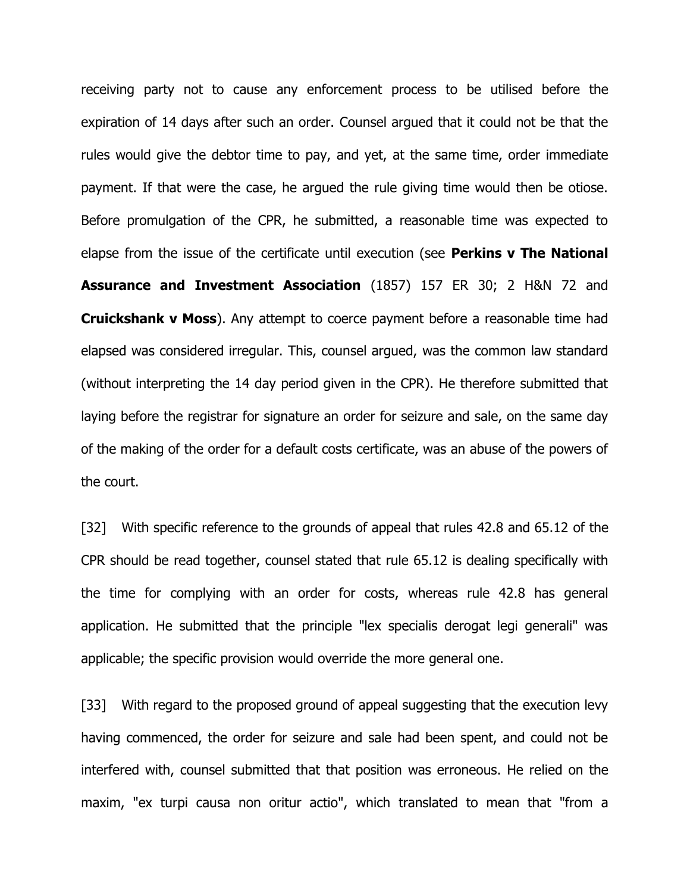receiving party not to cause any enforcement process to be utilised before the expiration of 14 days after such an order. Counsel argued that it could not be that the rules would give the debtor time to pay, and yet, at the same time, order immediate payment. If that were the case, he argued the rule giving time would then be otiose. Before promulgation of the CPR, he submitted, a reasonable time was expected to elapse from the issue of the certificate until execution (see **Perkins v The National Assurance and Investment Association** (1857) 157 ER 30; 2 H&N 72 and **Cruickshank v Moss**). Any attempt to coerce payment before a reasonable time had elapsed was considered irregular. This, counsel argued, was the common law standard (without interpreting the 14 day period given in the CPR). He therefore submitted that laying before the registrar for signature an order for seizure and sale, on the same day of the making of the order for a default costs certificate, was an abuse of the powers of the court.

[32] With specific reference to the grounds of appeal that rules 42.8 and 65.12 of the CPR should be read together, counsel stated that rule 65.12 is dealing specifically with the time for complying with an order for costs, whereas rule 42.8 has general application. He submitted that the principle "lex specialis derogat legi generali" was applicable; the specific provision would override the more general one.

[33] With regard to the proposed ground of appeal suggesting that the execution levy having commenced, the order for seizure and sale had been spent, and could not be interfered with, counsel submitted that that position was erroneous. He relied on the maxim, "ex turpi causa non oritur actio", which translated to mean that "from a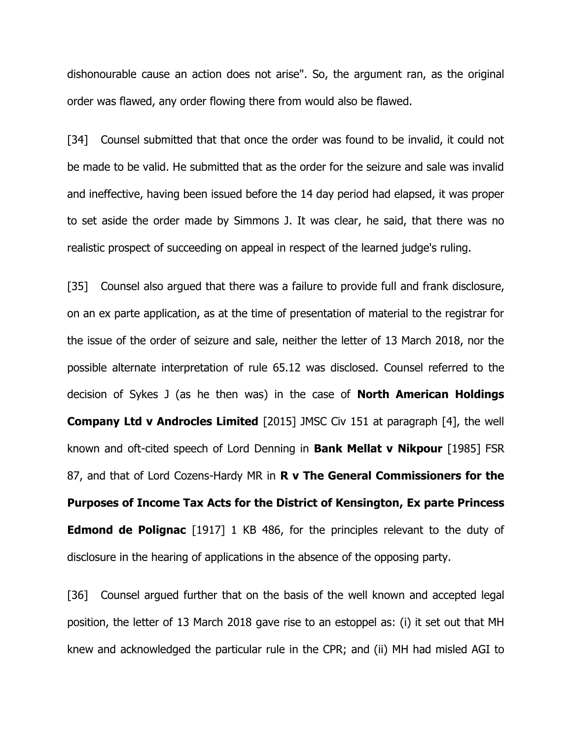dishonourable cause an action does not arise". So, the argument ran, as the original order was flawed, any order flowing there from would also be flawed.

[34] Counsel submitted that that once the order was found to be invalid, it could not be made to be valid. He submitted that as the order for the seizure and sale was invalid and ineffective, having been issued before the 14 day period had elapsed, it was proper to set aside the order made by Simmons J. It was clear, he said, that there was no realistic prospect of succeeding on appeal in respect of the learned judge's ruling.

[35] Counsel also argued that there was a failure to provide full and frank disclosure, on an ex parte application, as at the time of presentation of material to the registrar for the issue of the order of seizure and sale, neither the letter of 13 March 2018, nor the possible alternate interpretation of rule 65.12 was disclosed. Counsel referred to the decision of Sykes J (as he then was) in the case of **North American Holdings Company Ltd v Androcles Limited** [2015] JMSC Civ 151 at paragraph [4], the well known and oft-cited speech of Lord Denning in **Bank Mellat v Nikpour** [1985] FSR 87, and that of Lord Cozens-Hardy MR in **R v The General Commissioners for the Purposes of Income Tax Acts for the District of Kensington, Ex parte Princess Edmond de Polignac** [1917] 1 KB 486, for the principles relevant to the duty of disclosure in the hearing of applications in the absence of the opposing party.

[36] Counsel argued further that on the basis of the well known and accepted legal position, the letter of 13 March 2018 gave rise to an estoppel as: (i) it set out that MH knew and acknowledged the particular rule in the CPR; and (ii) MH had misled AGI to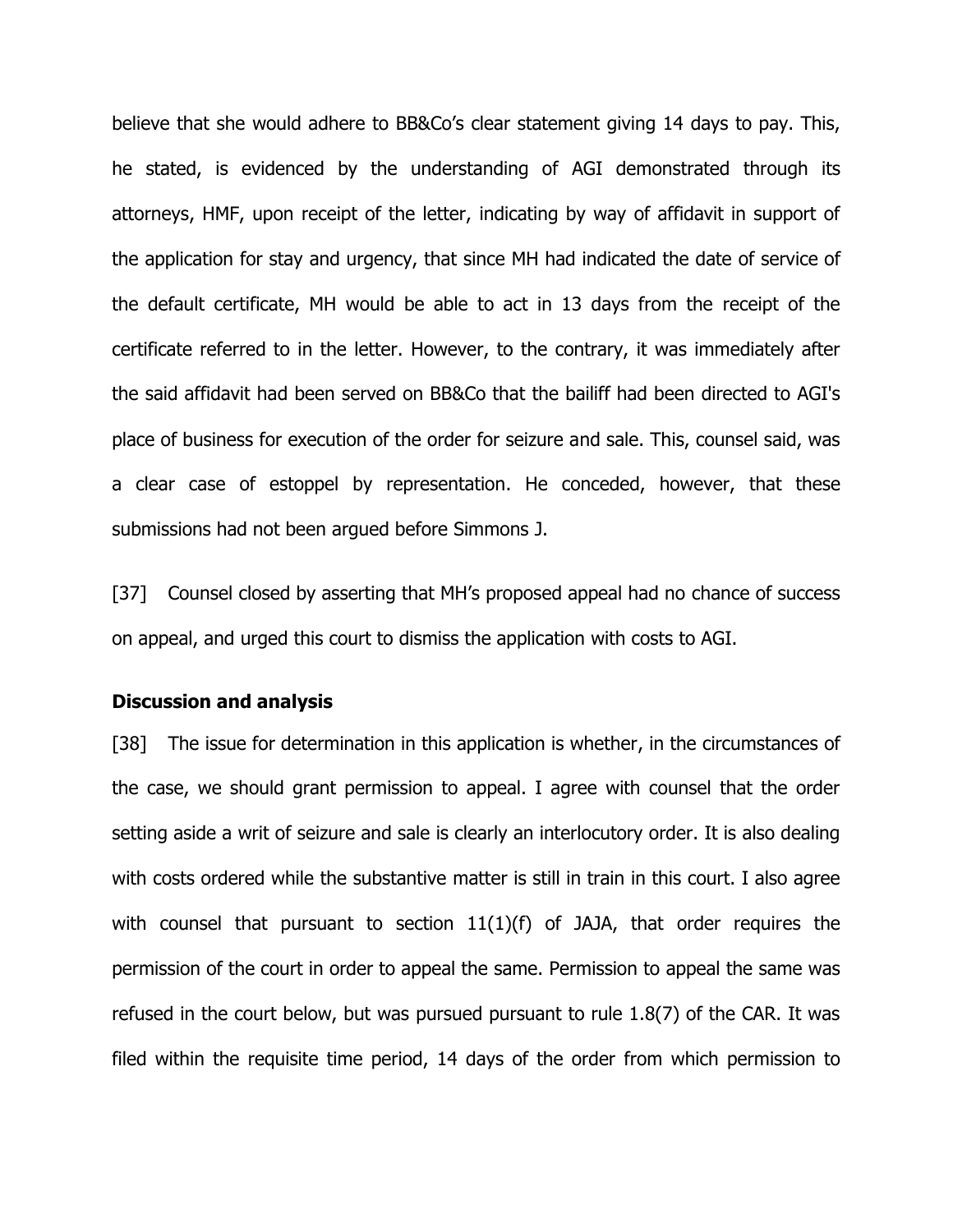believe that she would adhere to BB&Co's clear statement giving 14 days to pay. This, he stated, is evidenced by the understanding of AGI demonstrated through its attorneys, HMF, upon receipt of the letter, indicating by way of affidavit in support of the application for stay and urgency, that since MH had indicated the date of service of the default certificate, MH would be able to act in 13 days from the receipt of the certificate referred to in the letter. However, to the contrary, it was immediately after the said affidavit had been served on BB&Co that the bailiff had been directed to AGI's place of business for execution of the order for seizure and sale. This, counsel said, was a clear case of estoppel by representation. He conceded, however, that these submissions had not been argued before Simmons J.

[37] Counsel closed by asserting that MH's proposed appeal had no chance of success on appeal, and urged this court to dismiss the application with costs to AGI.

**Discussion and analysis**

[38] The issue for determination in this application is whether, in the circumstances of the case, we should grant permission to appeal. I agree with counsel that the order setting aside a writ of seizure and sale is clearly an interlocutory order. It is also dealing with costs ordered while the substantive matter is still in train in this court. I also agree with counsel that pursuant to section 11(1)(f) of JAJA, that order requires the permission of the court in order to appeal the same. Permission to appeal the same was refused in the court below, but was pursued pursuant to rule 1.8(7) of the CAR. It was filed within the requisite time period, 14 days of the order from which permission to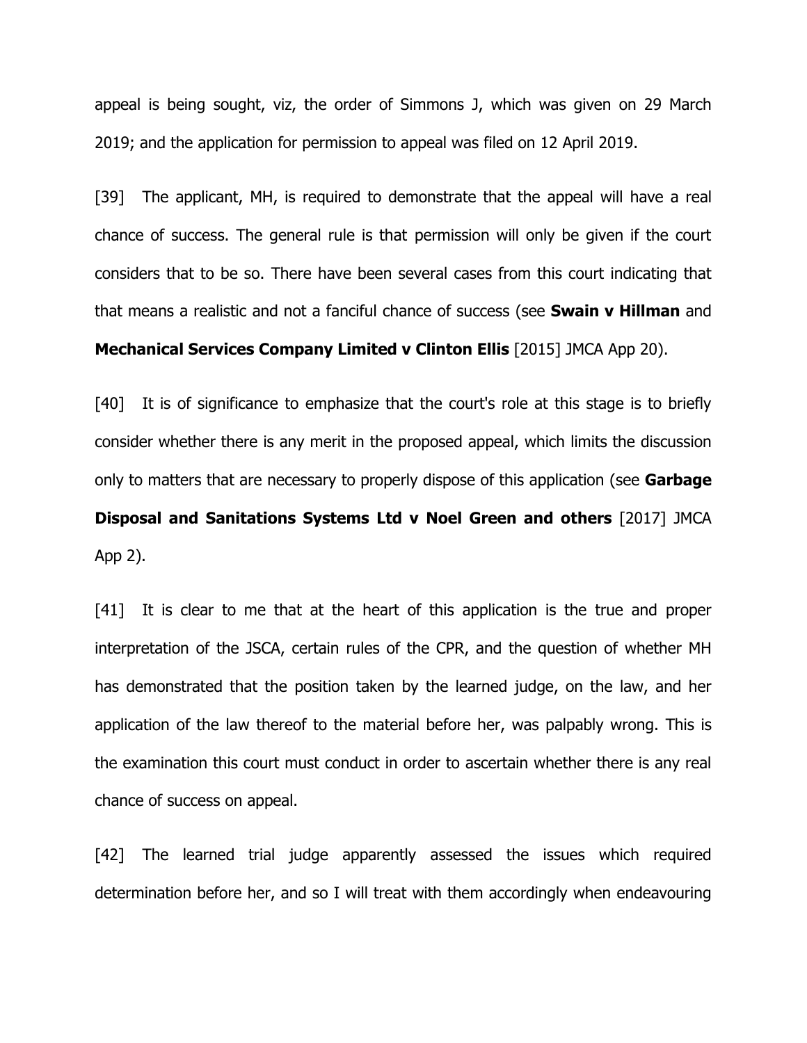appeal is being sought, viz, the order of Simmons J, which was given on 29 March 2019; and the application for permission to appeal was filed on 12 April 2019.

[39] The applicant, MH, is required to demonstrate that the appeal will have a real chance of success. The general rule is that permission will only be given if the court considers that to be so. There have been several cases from this court indicating that that means a realistic and not a fanciful chance of success (see **Swain v Hillman** and **Mechanical Services Company Limited v Clinton Ellis** [2015] JMCA App 20).

[40] It is of significance to emphasize that the court's role at this stage is to briefly consider whether there is any merit in the proposed appeal, which limits the discussion only to matters that are necessary to properly dispose of this application (see **Garbage Disposal and Sanitations Systems Ltd v Noel Green and others** [2017] JMCA App 2).

[41] It is clear to me that at the heart of this application is the true and proper interpretation of the JSCA, certain rules of the CPR, and the question of whether MH has demonstrated that the position taken by the learned judge, on the law, and her application of the law thereof to the material before her, was palpably wrong. This is the examination this court must conduct in order to ascertain whether there is any real chance of success on appeal.

[42] The learned trial judge apparently assessed the issues which required determination before her, and so I will treat with them accordingly when endeavouring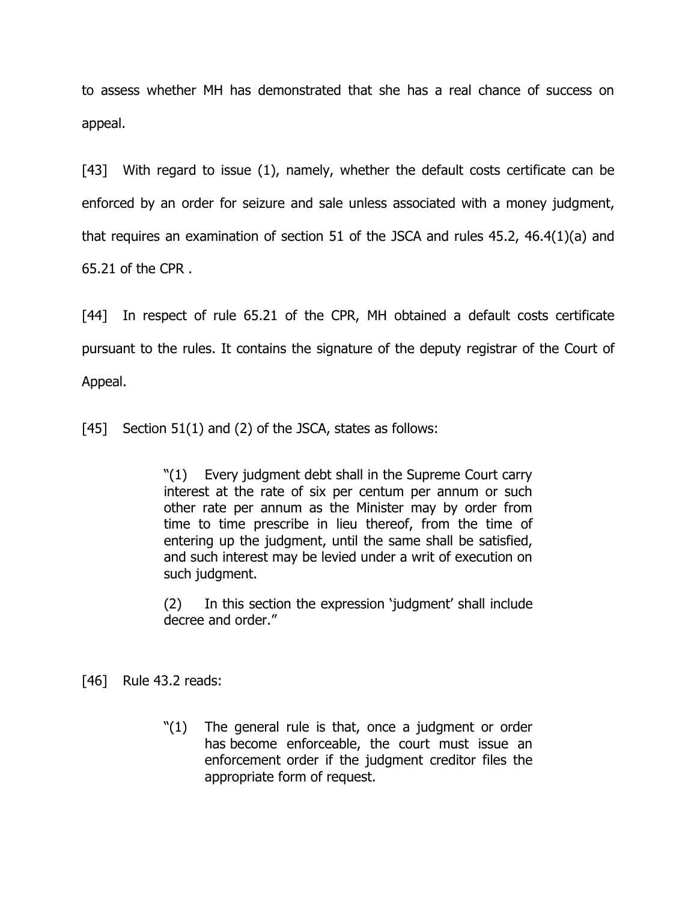to assess whether MH has demonstrated that she has a real chance of success on appeal.

[43] With regard to issue (1), namely, whether the default costs certificate can be enforced by an order for seizure and sale unless associated with a money judgment, that requires an examination of section 51 of the JSCA and rules 45.2, 46.4(1)(a) and 65.21 of the CPR .

[44] In respect of rule 65.21 of the CPR, MH obtained a default costs certificate pursuant to the rules. It contains the signature of the deputy registrar of the Court of Appeal.

[45] Section 51(1) and (2) of the JSCA, states as follows:

> "(1) Every judgment debt shall in the Supreme Court carry interest at the rate of six per centum per annum or such other rate per annum as the Minister may by order from time to time prescribe in lieu thereof, from the time of entering up the judgment, until the same shall be satisfied, and such interest may be levied under a writ of execution on such judgment.
>
> (2) In this section the expression 'judgment' shall include decree and order."

[46] Rule 43.2 reads:

> "(1) The general rule is that, once a judgment or order has become enforceable, the court must issue an enforcement order if the judgment creditor files the appropriate form of request.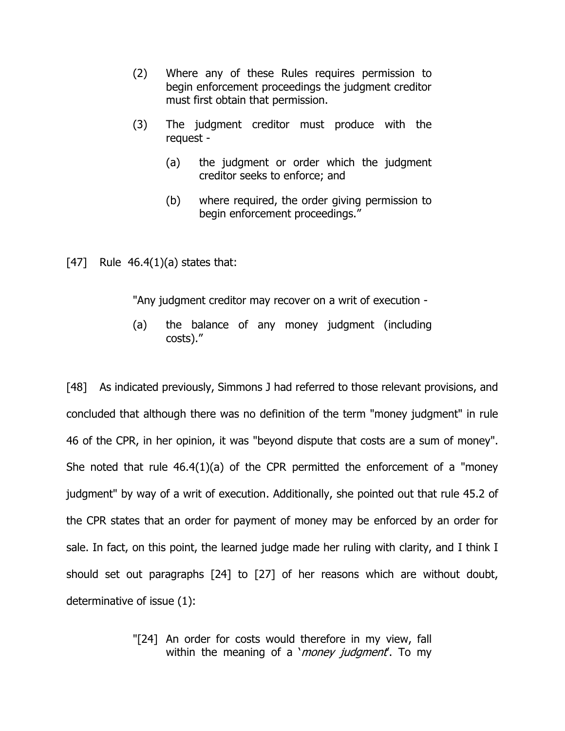> (2) Where any of these Rules requires permission to begin enforcement proceedings the judgment creditor must first obtain that permission.
>
> (3) The judgment creditor must produce with the request -
>
> > (a) the judgment or order which the judgment creditor seeks to enforce; and
> >
> > (b) where required, the order giving permission to begin enforcement proceedings."

[47] Rule 46.4(1)(a) states that:

> "Any judgment creditor may recover on a writ of execution -
>
> (a) the balance of any money judgment (including costs)."

[48] As indicated previously, Simmons J had referred to those relevant provisions, and concluded that although there was no definition of the term "money judgment" in rule 46 of the CPR, in her opinion, it was "beyond dispute that costs are a sum of money". She noted that rule 46.4(1)(a) of the CPR permitted the enforcement of a "money judgment" by way of a writ of execution. Additionally, she pointed out that rule 45.2 of the CPR states that an order for payment of money may be enforced by an order for sale. In fact, on this point, the learned judge made her ruling with clarity, and I think I should set out paragraphs [24] to [27] of her reasons which are without doubt, determinative of issue (1):

> "[24] An order for costs would therefore in my view, fall within the meaning of a '*money judgment*'. To my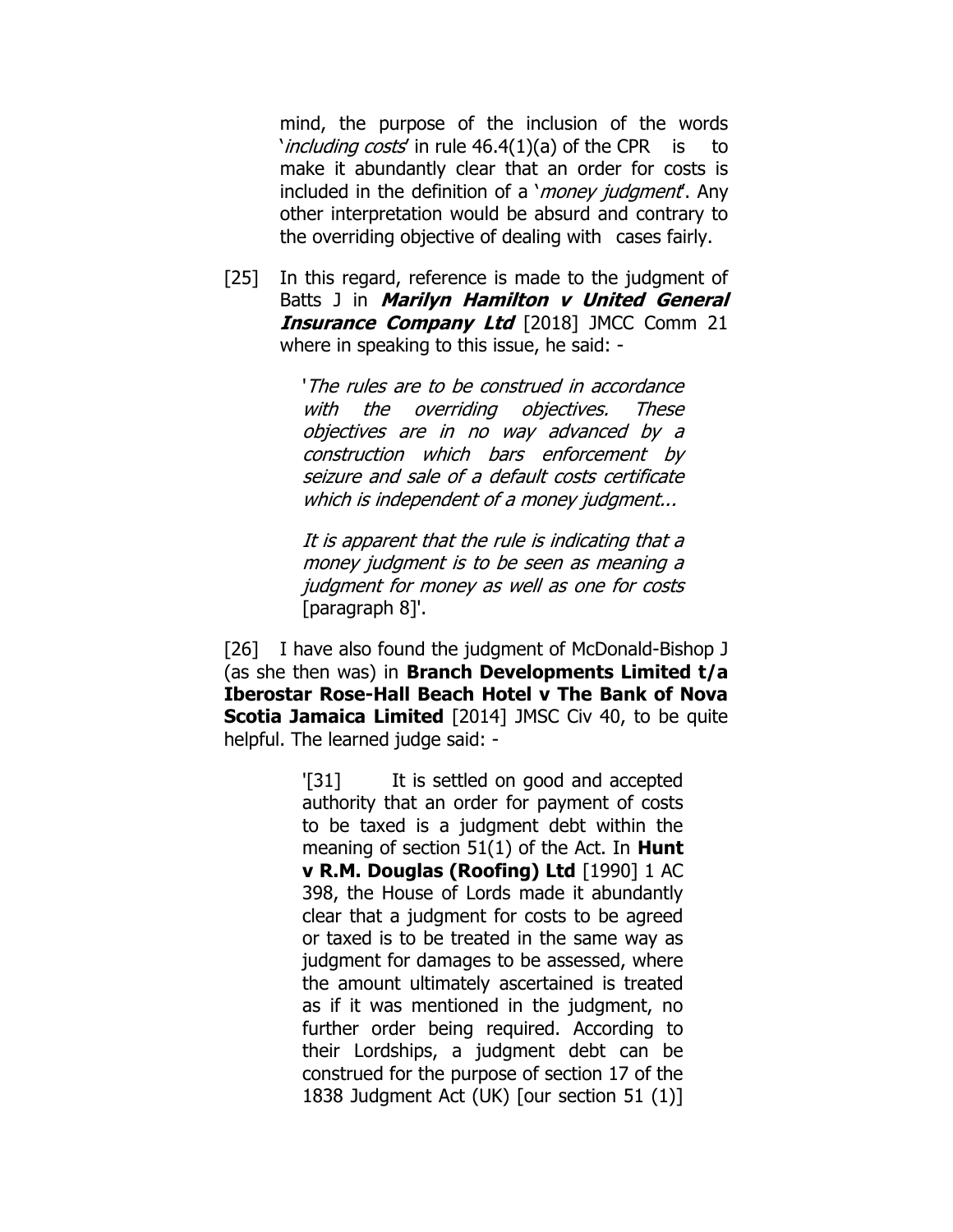mind, the purpose of the inclusion of the words '*including costs*' in rule 46.4(1)(a) of the CPR is to make it abundantly clear that an order for costs is included in the definition of a '*money judgment*'. Any other interpretation would be absurd and contrary to the overriding objective of dealing with cases fairly.

[25] In this regard, reference is made to the judgment of Batts J in ***Marilyn Hamilton v United General Insurance Company Ltd*** [2018] JMCC Comm 21 where in speaking to this issue, he said: -

> '*The rules are to be construed in accordance with the overriding objectives. These objectives are in no way advanced by a construction which bars enforcement by seizure and sale of a default costs certificate which is independent of a money judgment...*
>
> *It is apparent that the rule is indicating that a money judgment is to be seen as meaning a judgment for money as well as one for costs* [paragraph 8]'.

[26] I have also found the judgment of McDonald-Bishop J (as she then was) in **Branch Developments Limited t/a Iberostar Rose-Hall Beach Hotel v The Bank of Nova Scotia Jamaica Limited** [2014] JMSC Civ 40, to be quite helpful. The learned judge said: -

> '[31] It is settled on good and accepted authority that an order for payment of costs to be taxed is a judgment debt within the meaning of section 51(1) of the Act. In **Hunt v R.M. Douglas (Roofing) Ltd** [1990] 1 AC 398, the House of Lords made it abundantly clear that a judgment for costs to be agreed or taxed is to be treated in the same way as judgment for damages to be assessed, where the amount ultimately ascertained is treated as if it was mentioned in the judgment, no further order being required. According to their Lordships, a judgment debt can be construed for the purpose of section 17 of the 1838 Judgment Act (UK) [our section 51 (1)]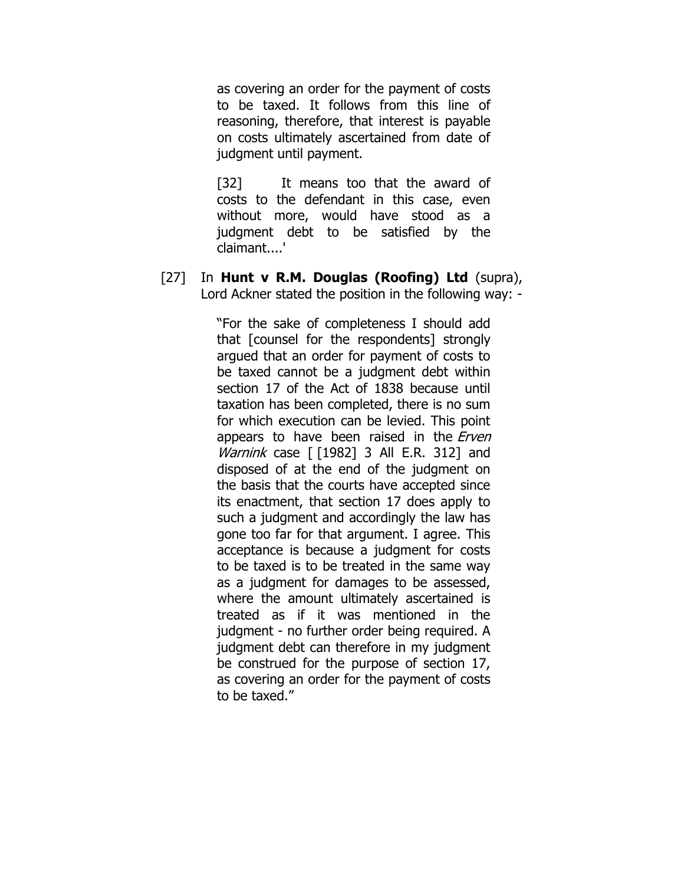> as covering an order for the payment of costs to be taxed. It follows from this line of reasoning, therefore, that interest is payable on costs ultimately ascertained from date of judgment until payment.
>
> [32] It means too that the award of costs to the defendant in this case, even without more, would have stood as a judgment debt to be satisfied by the claimant....'

[27] In **Hunt v R.M. Douglas (Roofing) Ltd** (supra), Lord Ackner stated the position in the following way: -

> "For the sake of completeness I should add that [counsel for the respondents] strongly argued that an order for payment of costs to be taxed cannot be a judgment debt within section 17 of the Act of 1838 because until taxation has been completed, there is no sum for which execution can be levied. This point appears to have been raised in the *Erven Warnink* case [ [1982] 3 All E.R. 312] and disposed of at the end of the judgment on the basis that the courts have accepted since its enactment, that section 17 does apply to such a judgment and accordingly the law has gone too far for that argument. I agree. This acceptance is because a judgment for costs to be taxed is to be treated in the same way as a judgment for damages to be assessed, where the amount ultimately ascertained is treated as if it was mentioned in the judgment - no further order being required. A judgment debt can therefore in my judgment be construed for the purpose of section 17, as covering an order for the payment of costs to be taxed."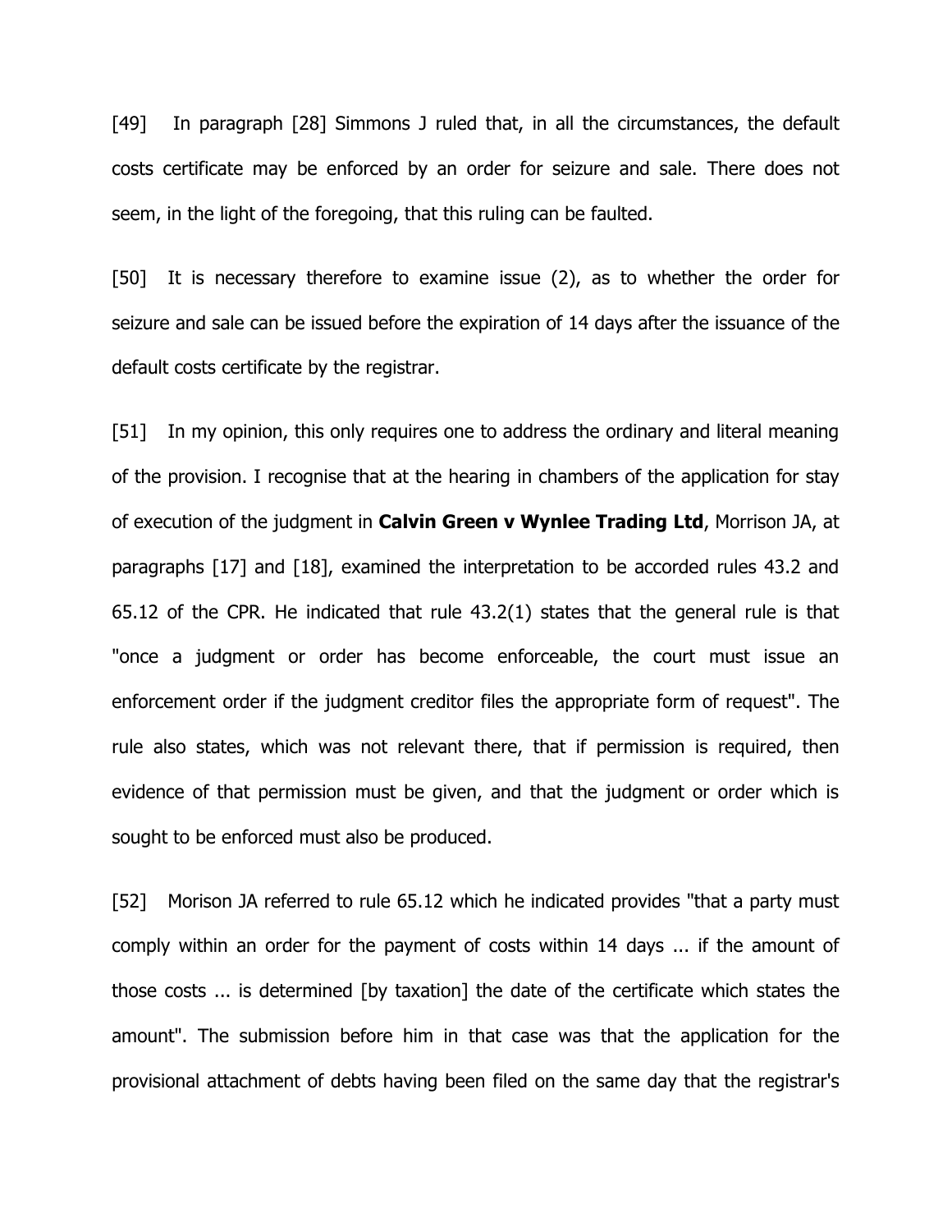[49] In paragraph [28] Simmons J ruled that, in all the circumstances, the default costs certificate may be enforced by an order for seizure and sale. There does not seem, in the light of the foregoing, that this ruling can be faulted.

[50] It is necessary therefore to examine issue (2), as to whether the order for seizure and sale can be issued before the expiration of 14 days after the issuance of the default costs certificate by the registrar.

[51] In my opinion, this only requires one to address the ordinary and literal meaning of the provision. I recognise that at the hearing in chambers of the application for stay of execution of the judgment in **Calvin Green v Wynlee Trading Ltd**, Morrison JA, at paragraphs [17] and [18], examined the interpretation to be accorded rules 43.2 and 65.12 of the CPR. He indicated that rule 43.2(1) states that the general rule is that "once a judgment or order has become enforceable, the court must issue an enforcement order if the judgment creditor files the appropriate form of request". The rule also states, which was not relevant there, that if permission is required, then evidence of that permission must be given, and that the judgment or order which is sought to be enforced must also be produced.

[52] Morison JA referred to rule 65.12 which he indicated provides "that a party must comply within an order for the payment of costs within 14 days ... if the amount of those costs ... is determined [by taxation] the date of the certificate which states the amount". The submission before him in that case was that the application for the provisional attachment of debts having been filed on the same day that the registrar's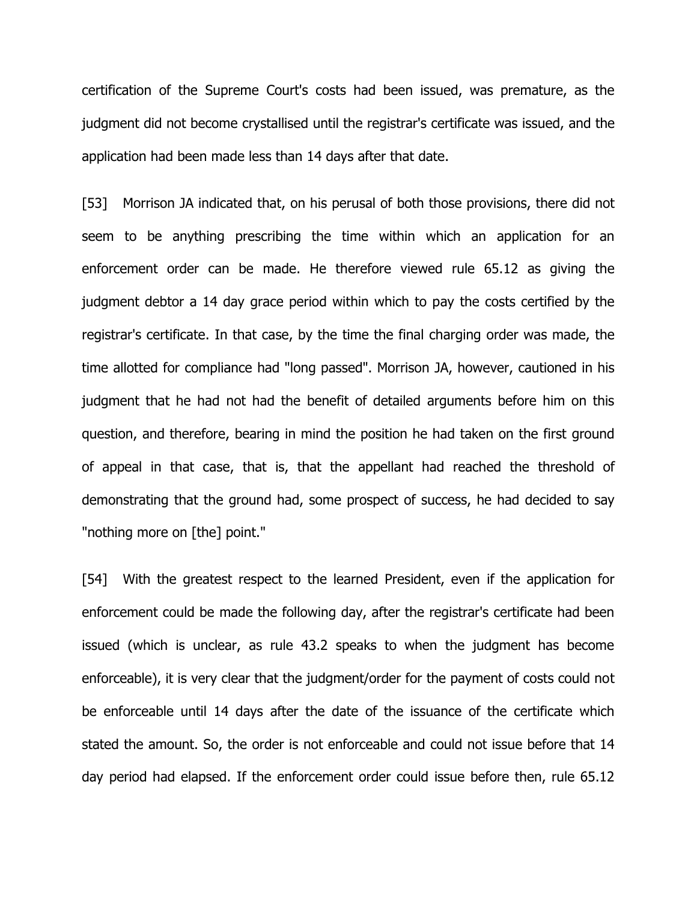certification of the Supreme Court's costs had been issued, was premature, as the judgment did not become crystallised until the registrar's certificate was issued, and the application had been made less than 14 days after that date.

[53] Morrison JA indicated that, on his perusal of both those provisions, there did not seem to be anything prescribing the time within which an application for an enforcement order can be made. He therefore viewed rule 65.12 as giving the judgment debtor a 14 day grace period within which to pay the costs certified by the registrar's certificate. In that case, by the time the final charging order was made, the time allotted for compliance had "long passed". Morrison JA, however, cautioned in his judgment that he had not had the benefit of detailed arguments before him on this question, and therefore, bearing in mind the position he had taken on the first ground of appeal in that case, that is, that the appellant had reached the threshold of demonstrating that the ground had, some prospect of success, he had decided to say "nothing more on [the] point."

[54] With the greatest respect to the learned President, even if the application for enforcement could be made the following day, after the registrar's certificate had been issued (which is unclear, as rule 43.2 speaks to when the judgment has become enforceable), it is very clear that the judgment/order for the payment of costs could not be enforceable until 14 days after the date of the issuance of the certificate which stated the amount. So, the order is not enforceable and could not issue before that 14 day period had elapsed. If the enforcement order could issue before then, rule 65.12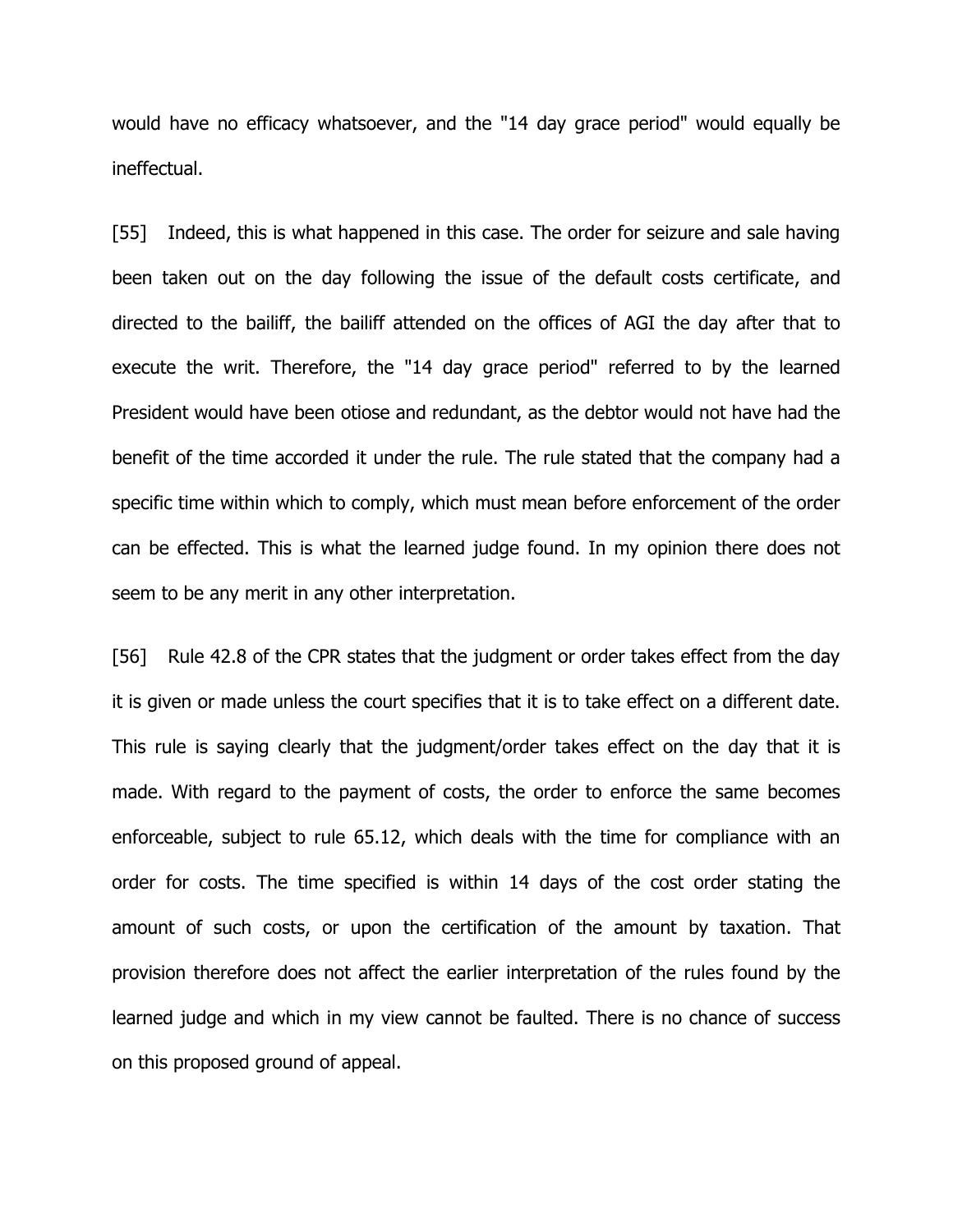would have no efficacy whatsoever, and the "14 day grace period" would equally be ineffectual.

[55] Indeed, this is what happened in this case. The order for seizure and sale having been taken out on the day following the issue of the default costs certificate, and directed to the bailiff, the bailiff attended on the offices of AGI the day after that to execute the writ. Therefore, the "14 day grace period" referred to by the learned President would have been otiose and redundant, as the debtor would not have had the benefit of the time accorded it under the rule. The rule stated that the company had a specific time within which to comply, which must mean before enforcement of the order can be effected. This is what the learned judge found. In my opinion there does not seem to be any merit in any other interpretation.

[56] Rule 42.8 of the CPR states that the judgment or order takes effect from the day it is given or made unless the court specifies that it is to take effect on a different date. This rule is saying clearly that the judgment/order takes effect on the day that it is made. With regard to the payment of costs, the order to enforce the same becomes enforceable, subject to rule 65.12, which deals with the time for compliance with an order for costs. The time specified is within 14 days of the cost order stating the amount of such costs, or upon the certification of the amount by taxation. That provision therefore does not affect the earlier interpretation of the rules found by the learned judge and which in my view cannot be faulted. There is no chance of success on this proposed ground of appeal.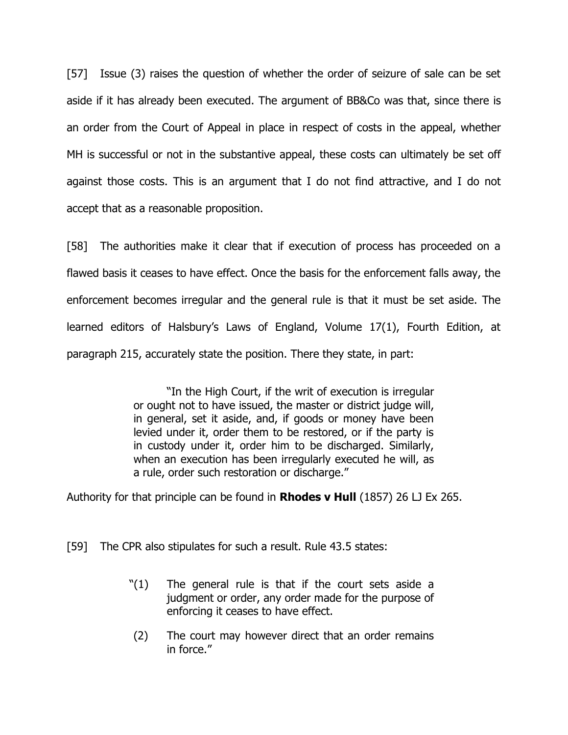[57] Issue (3) raises the question of whether the order of seizure of sale can be set aside if it has already been executed. The argument of BB&Co was that, since there is an order from the Court of Appeal in place in respect of costs in the appeal, whether MH is successful or not in the substantive appeal, these costs can ultimately be set off against those costs. This is an argument that I do not find attractive, and I do not accept that as a reasonable proposition.

[58] The authorities make it clear that if execution of process has proceeded on a flawed basis it ceases to have effect. Once the basis for the enforcement falls away, the enforcement becomes irregular and the general rule is that it must be set aside. The learned editors of Halsbury's Laws of England, Volume 17(1), Fourth Edition, at paragraph 215, accurately state the position. There they state, in part:

> "In the High Court, if the writ of execution is irregular or ought not to have issued, the master or district judge will, in general, set it aside, and, if goods or money have been levied under it, order them to be restored, or if the party is in custody under it, order him to be discharged. Similarly, when an execution has been irregularly executed he will, as a rule, order such restoration or discharge."

Authority for that principle can be found in **Rhodes v Hull** (1857) 26 LJ Ex 265.

[59] The CPR also stipulates for such a result. Rule 43.5 states:

> "(1) The general rule is that if the court sets aside a judgment or order, any order made for the purpose of enforcing it ceases to have effect.
>
> (2) The court may however direct that an order remains in force."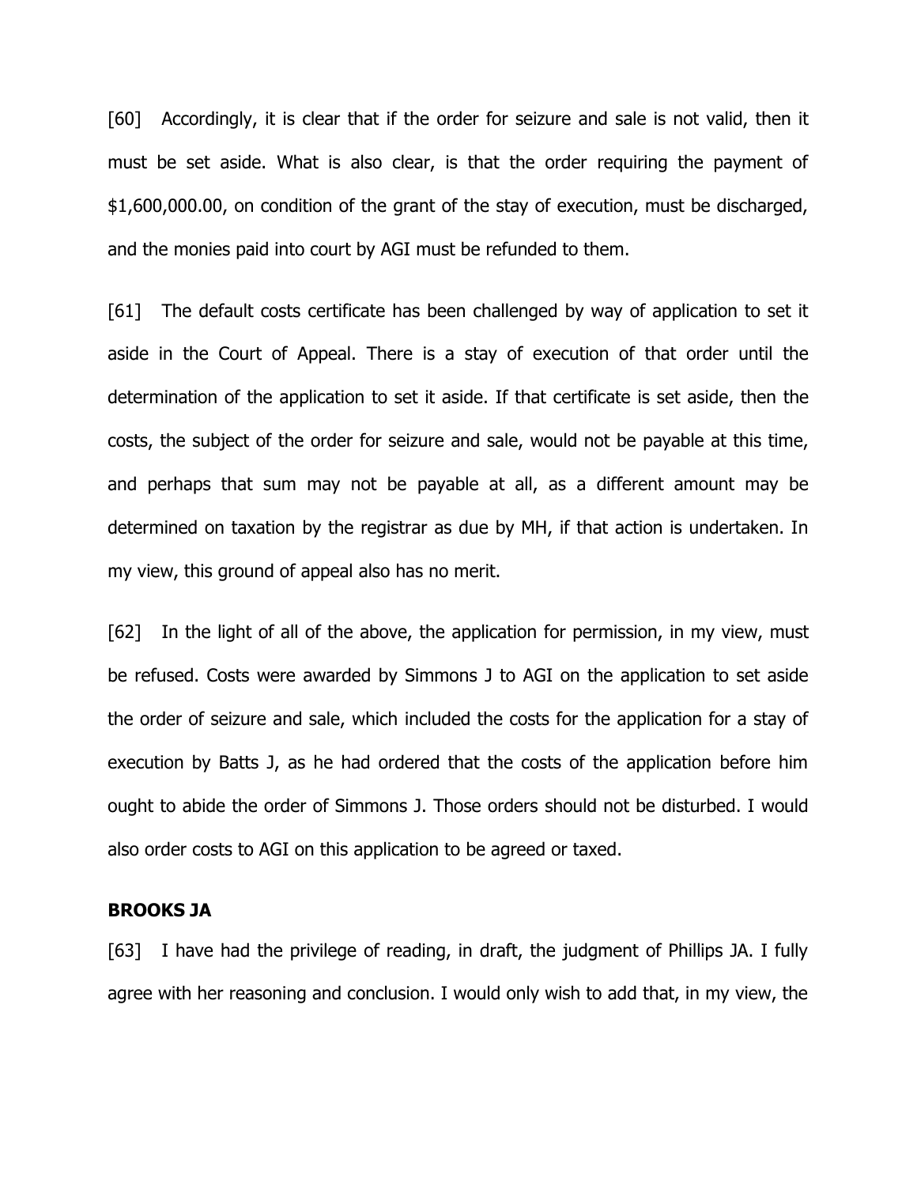[60] Accordingly, it is clear that if the order for seizure and sale is not valid, then it must be set aside. What is also clear, is that the order requiring the payment of $1,600,000.00, on condition of the grant of the stay of execution, must be discharged, and the monies paid into court by AGI must be refunded to them.

[61] The default costs certificate has been challenged by way of application to set it aside in the Court of Appeal. There is a stay of execution of that order until the determination of the application to set it aside. If that certificate is set aside, then the costs, the subject of the order for seizure and sale, would not be payable at this time, and perhaps that sum may not be payable at all, as a different amount may be determined on taxation by the registrar as due by MH, if that action is undertaken. In my view, this ground of appeal also has no merit.

[62] In the light of all of the above, the application for permission, in my view, must be refused. Costs were awarded by Simmons J to AGI on the application to set aside the order of seizure and sale, which included the costs for the application for a stay of execution by Batts J, as he had ordered that the costs of the application before him ought to abide the order of Simmons J. Those orders should not be disturbed. I would also order costs to AGI on this application to be agreed or taxed.

**BROOKS JA**

[63] I have had the privilege of reading, in draft, the judgment of Phillips JA. I fully agree with her reasoning and conclusion. I would only wish to add that, in my view, the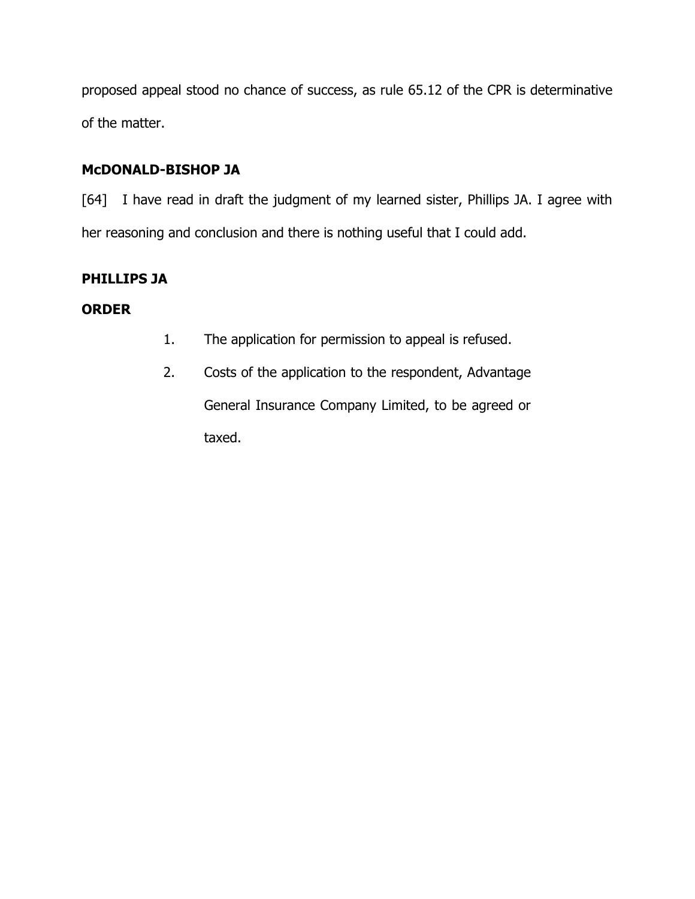proposed appeal stood no chance of success, as rule 65.12 of the CPR is determinative of the matter.

**McDONALD-BISHOP JA**

[64] I have read in draft the judgment of my learned sister, Phillips JA. I agree with her reasoning and conclusion and there is nothing useful that I could add.

**PHILLIPS JA**

**ORDER**

1. The application for permission to appeal is refused.
2. Costs of the application to the respondent, Advantage General Insurance Company Limited, to be agreed or taxed.